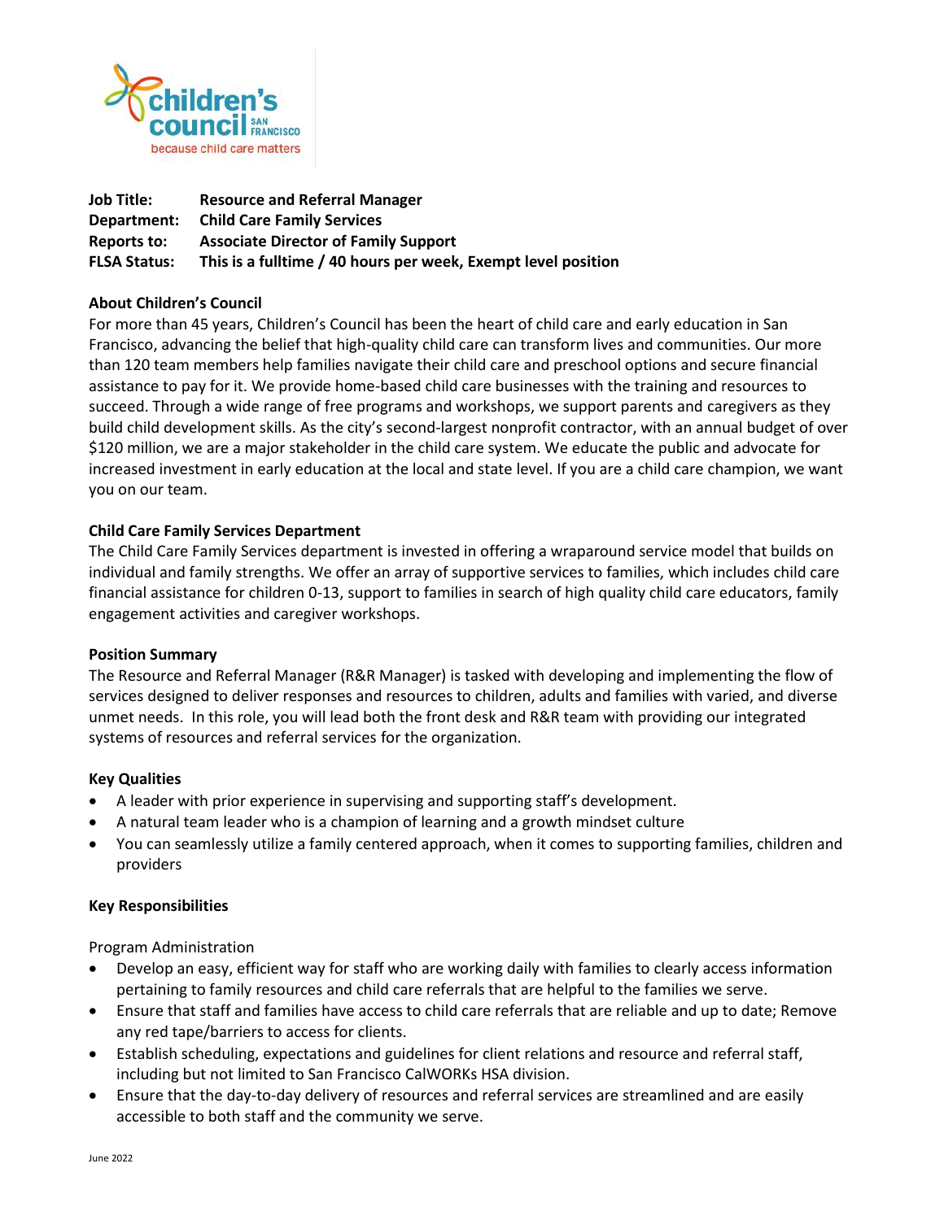**Job Title:** **Resource and Referral Manager**
**Department:** **Child Care Family Services**
**Reports to:** **Associate Director of Family Support**
**FLSA Status:** **This is a fulltime / 40 hours per week, Exempt level position**

## About Children's Council

For more than 45 years, Children's Council has been the heart of child care and early education in San Francisco, advancing the belief that high-quality child care can transform lives and communities. Our more than 120 team members help families navigate their child care and preschool options and secure financial assistance to pay for it. We provide home-based child care businesses with the training and resources to succeed. Through a wide range of free programs and workshops, we support parents and caregivers as they build child development skills. As the city's second-largest nonprofit contractor, with an annual budget of over $120 million, we are a major stakeholder in the child care system. We educate the public and advocate for increased investment in early education at the local and state level. If you are a child care champion, we want you on our team.

## Child Care Family Services Department

The Child Care Family Services department is invested in offering a wraparound service model that builds on individual and family strengths. We offer an array of supportive services to families, which includes child care financial assistance for children 0-13, support to families in search of high quality child care educators, family engagement activities and caregiver workshops.

## Position Summary

The Resource and Referral Manager (R&R Manager) is tasked with developing and implementing the flow of services designed to deliver responses and resources to children, adults and families with varied, and diverse unmet needs. In this role, you will lead both the front desk and R&R team with providing our integrated systems of resources and referral services for the organization.

## Key Qualities

- A leader with prior experience in supervising and supporting staff's development.
- A natural team leader who is a champion of learning and a growth mindset culture
- You can seamlessly utilize a family centered approach, when it comes to supporting families, children and providers

## Key Responsibilities

Program Administration

- Develop an easy, efficient way for staff who are working daily with families to clearly access information pertaining to family resources and child care referrals that are helpful to the families we serve.
- Ensure that staff and families have access to child care referrals that are reliable and up to date; Remove any red tape/barriers to access for clients.
- Establish scheduling, expectations and guidelines for client relations and resource and referral staff, including but not limited to San Francisco CalWORKs HSA division.
- Ensure that the day-to-day delivery of resources and referral services are streamlined and are easily accessible to both staff and the community we serve.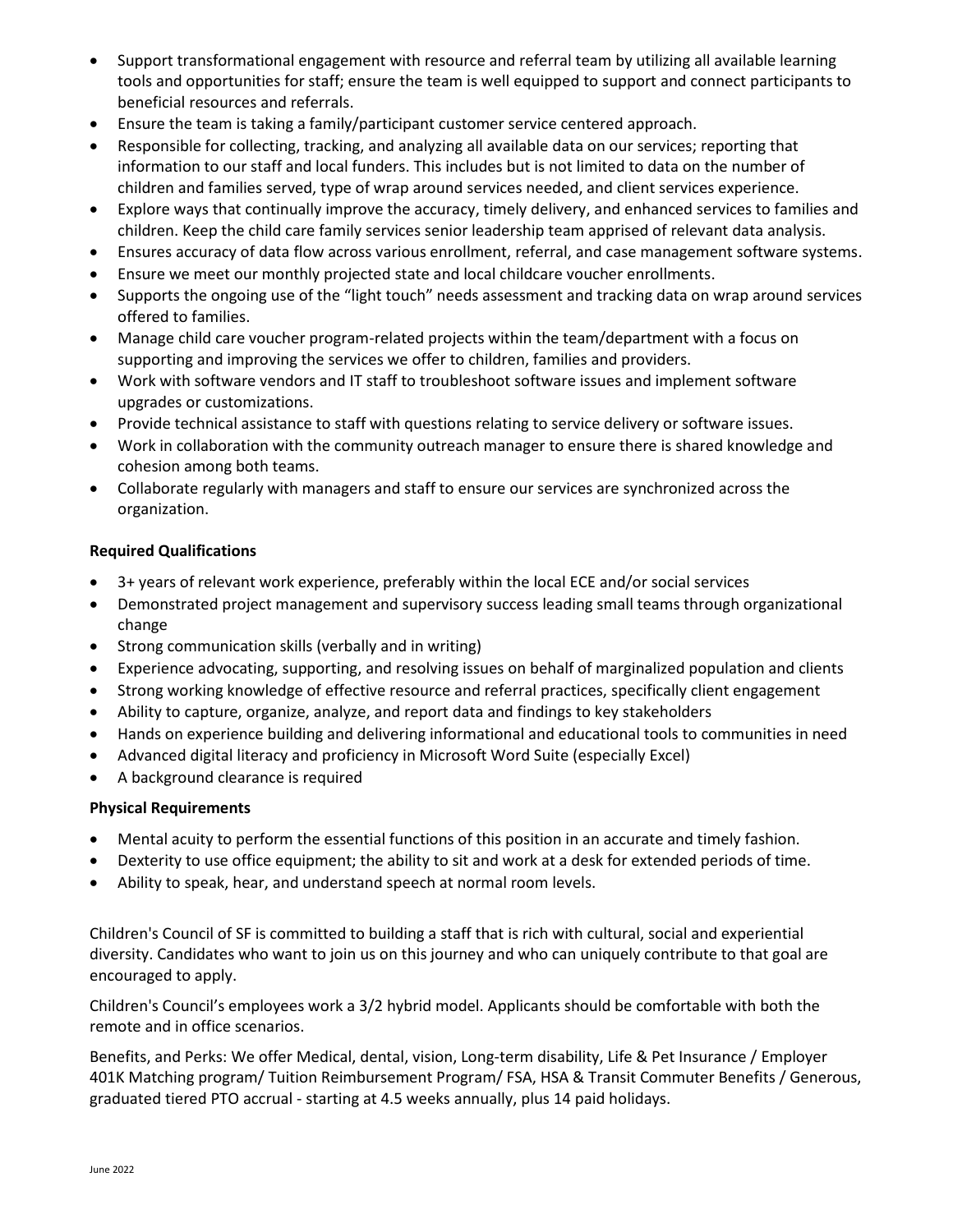- Support transformational engagement with resource and referral team by utilizing all available learning tools and opportunities for staff; ensure the team is well equipped to support and connect participants to beneficial resources and referrals.
- Ensure the team is taking a family/participant customer service centered approach.
- Responsible for collecting, tracking, and analyzing all available data on our services; reporting that information to our staff and local funders. This includes but is not limited to data on the number of children and families served, type of wrap around services needed, and client services experience.
- Explore ways that continually improve the accuracy, timely delivery, and enhanced services to families and children. Keep the child care family services senior leadership team apprised of relevant data analysis.
- Ensures accuracy of data flow across various enrollment, referral, and case management software systems.
- Ensure we meet our monthly projected state and local childcare voucher enrollments.
- Supports the ongoing use of the "light touch" needs assessment and tracking data on wrap around services offered to families.
- Manage child care voucher program-related projects within the team/department with a focus on supporting and improving the services we offer to children, families and providers.
- Work with software vendors and IT staff to troubleshoot software issues and implement software upgrades or customizations.
- Provide technical assistance to staff with questions relating to service delivery or software issues.
- Work in collaboration with the community outreach manager to ensure there is shared knowledge and cohesion among both teams.
- Collaborate regularly with managers and staff to ensure our services are synchronized across the organization.

**Required Qualifications**

- 3+ years of relevant work experience, preferably within the local ECE and/or social services
- Demonstrated project management and supervisory success leading small teams through organizational change
- Strong communication skills (verbally and in writing)
- Experience advocating, supporting, and resolving issues on behalf of marginalized population and clients
- Strong working knowledge of effective resource and referral practices, specifically client engagement
- Ability to capture, organize, analyze, and report data and findings to key stakeholders
- Hands on experience building and delivering informational and educational tools to communities in need
- Advanced digital literacy and proficiency in Microsoft Word Suite (especially Excel)
- A background clearance is required

**Physical Requirements**

- Mental acuity to perform the essential functions of this position in an accurate and timely fashion.
- Dexterity to use office equipment; the ability to sit and work at a desk for extended periods of time.
- Ability to speak, hear, and understand speech at normal room levels.

Children's Council of SF is committed to building a staff that is rich with cultural, social and experiential diversity. Candidates who want to join us on this journey and who can uniquely contribute to that goal are encouraged to apply.

Children's Council's employees work a 3/2 hybrid model. Applicants should be comfortable with both the remote and in office scenarios.

Benefits, and Perks: We offer Medical, dental, vision, Long-term disability, Life & Pet Insurance / Employer 401K Matching program/ Tuition Reimbursement Program/ FSA, HSA & Transit Commuter Benefits / Generous, graduated tiered PTO accrual - starting at 4.5 weeks annually, plus 14 paid holidays.

June 2022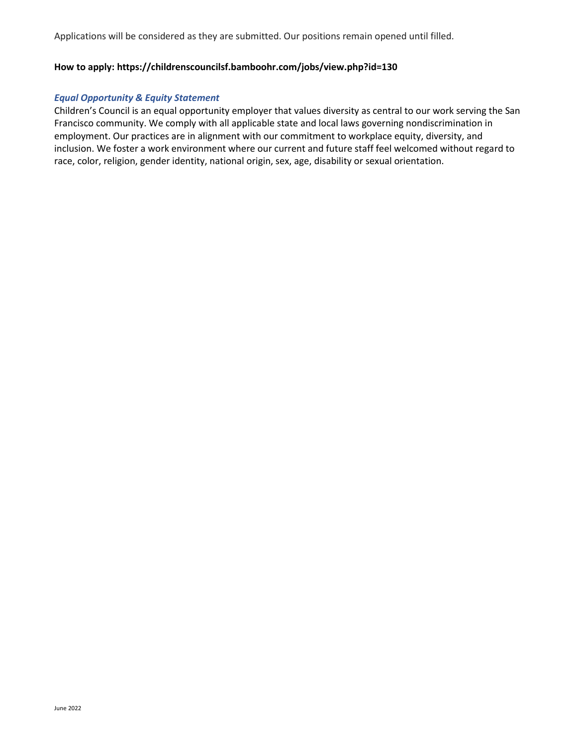Applications will be considered as they are submitted. Our positions remain opened until filled.

**How to apply: https://childrenscouncilsf.bamboohr.com/jobs/view.php?id=130**

### ***Equal Opportunity & Equity Statement***

Children's Council is an equal opportunity employer that values diversity as central to our work serving the San Francisco community. We comply with all applicable state and local laws governing nondiscrimination in employment. Our practices are in alignment with our commitment to workplace equity, diversity, and inclusion. We foster a work environment where our current and future staff feel welcomed without regard to race, color, religion, gender identity, national origin, sex, age, disability or sexual orientation.

June 2022